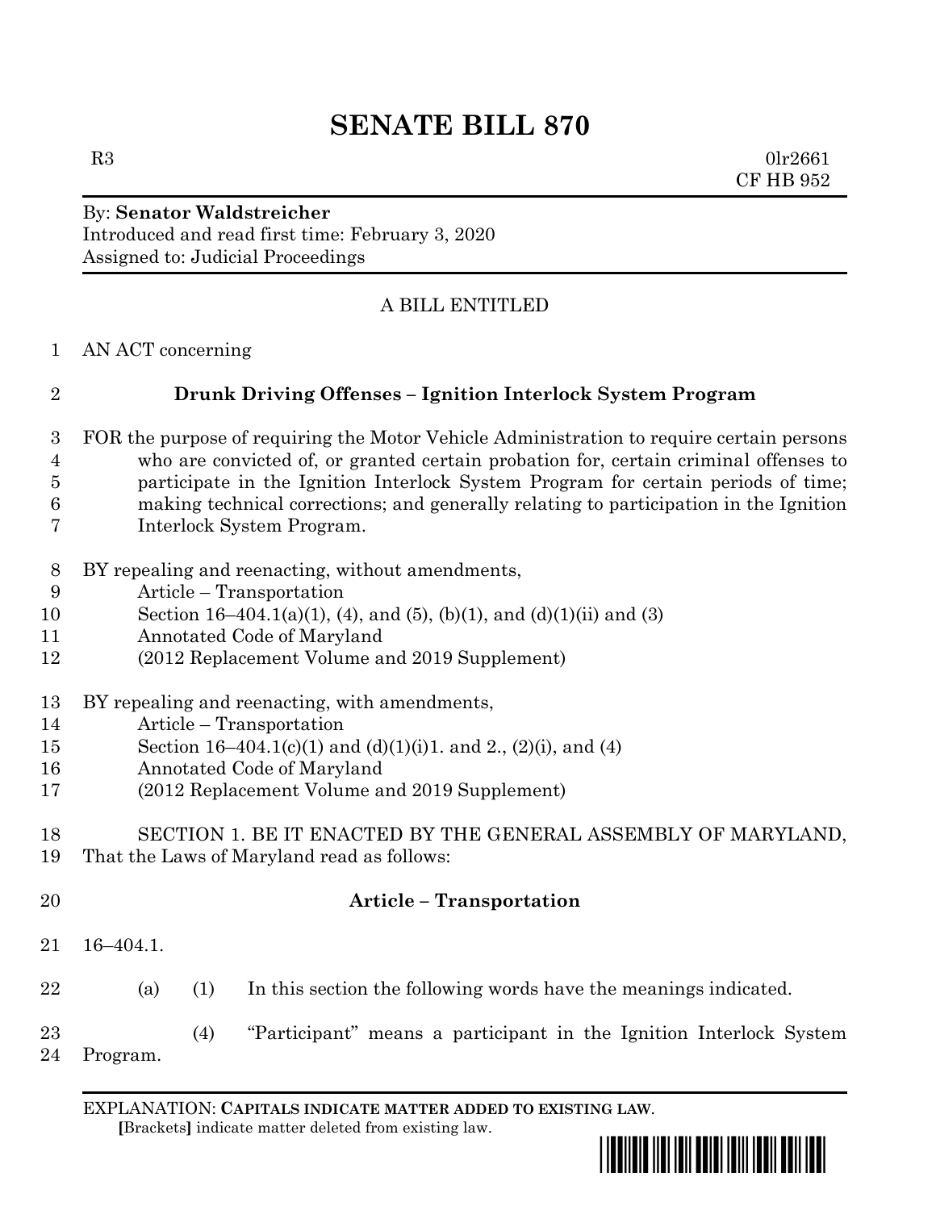# SENATE BILL 870

R3 0lr2661
CF HB 952

By: **Senator Waldstreicher**
Introduced and read first time: February 3, 2020
Assigned to: Judicial Proceedings

A BILL ENTITLED

AN ACT concerning

## Drunk Driving Offenses – Ignition Interlock System Program

FOR the purpose of requiring the Motor Vehicle Administration to require certain persons who are convicted of, or granted certain probation for, certain criminal offenses to participate in the Ignition Interlock System Program for certain periods of time; making technical corrections; and generally relating to participation in the Ignition Interlock System Program.

BY repealing and reenacting, without amendments,
Article – Transportation
Section 16–404.1(a)(1), (4), and (5), (b)(1), and (d)(1)(ii) and (3)
Annotated Code of Maryland
(2012 Replacement Volume and 2019 Supplement)

BY repealing and reenacting, with amendments,
Article – Transportation
Section 16–404.1(c)(1) and (d)(1)(i)1. and 2., (2)(i), and (4)
Annotated Code of Maryland
(2012 Replacement Volume and 2019 Supplement)

SECTION 1. BE IT ENACTED BY THE GENERAL ASSEMBLY OF MARYLAND, That the Laws of Maryland read as follows:

**Article – Transportation**

16–404.1.

(a) (1) In this section the following words have the meanings indicated.

(4) "Participant" means a participant in the Ignition Interlock System Program.

EXPLANATION: **CAPITALS INDICATE MATTER ADDED TO EXISTING LAW.**
**[**Brackets**]** indicate matter deleted from existing law.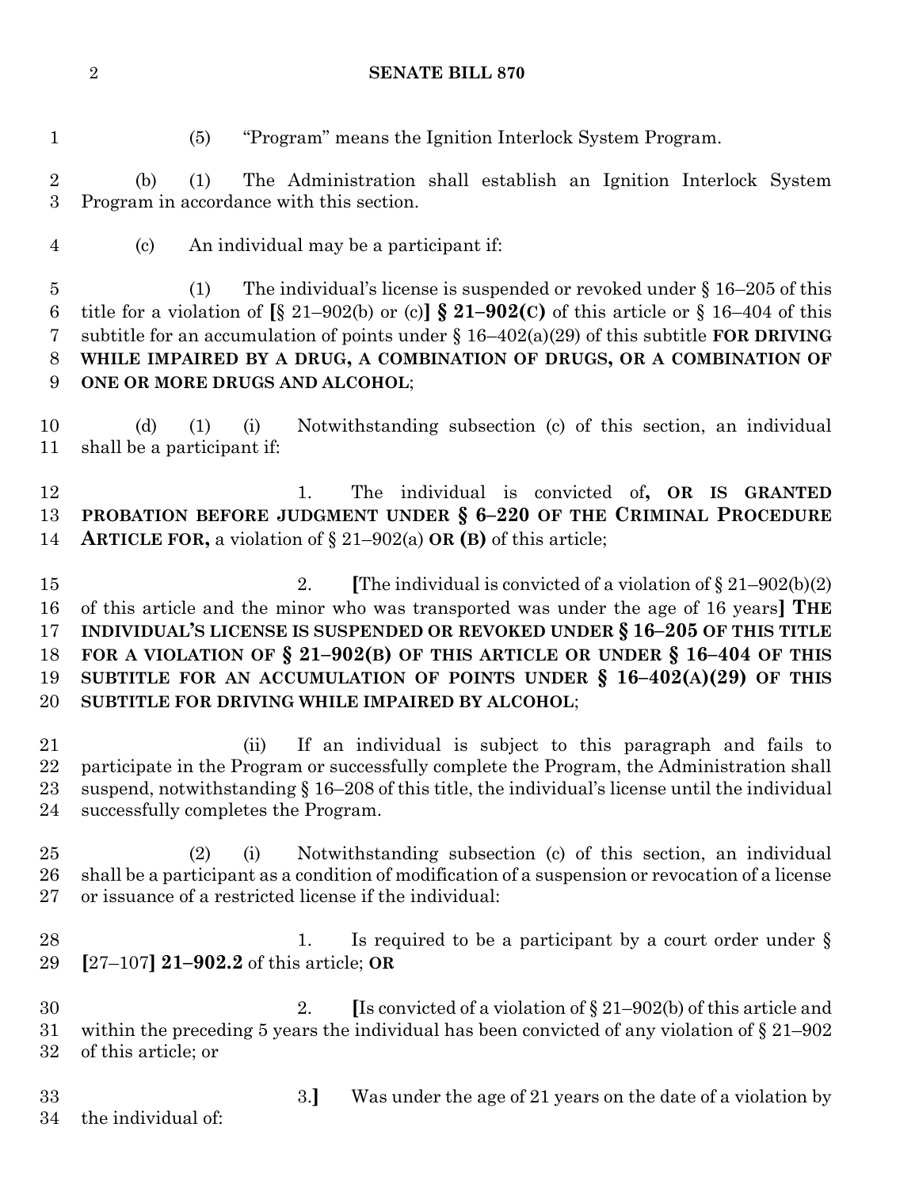(5) "Program" means the Ignition Interlock System Program.

(b) (1) The Administration shall establish an Ignition Interlock System Program in accordance with this section.

(c) An individual may be a participant if:

(1) The individual's license is suspended or revoked under § 16–205 of this title for a violation of [§ 21–902(b) or (c)] **§ 21–902(C)** of this article or § 16–404 of this subtitle for an accumulation of points under § 16–402(a)(29) of this subtitle **FOR DRIVING WHILE IMPAIRED BY A DRUG, A COMBINATION OF DRUGS, OR A COMBINATION OF ONE OR MORE DRUGS AND ALCOHOL**;

(d) (1) (i) Notwithstanding subsection (c) of this section, an individual shall be a participant if:

1. The individual is convicted of**, OR IS GRANTED PROBATION BEFORE JUDGMENT UNDER § 6–220 OF THE CRIMINAL PROCEDURE ARTICLE FOR,** a violation of § 21–902(a) **OR (B)** of this article;

2. [The individual is convicted of a violation of § 21–902(b)(2) of this article and the minor who was transported was under the age of 16 years] **THE INDIVIDUAL'S LICENSE IS SUSPENDED OR REVOKED UNDER § 16–205 OF THIS TITLE FOR A VIOLATION OF § 21–902(B) OF THIS ARTICLE OR UNDER § 16–404 OF THIS SUBTITLE FOR AN ACCUMULATION OF POINTS UNDER § 16–402(A)(29) OF THIS SUBTITLE FOR DRIVING WHILE IMPAIRED BY ALCOHOL**;

(ii) If an individual is subject to this paragraph and fails to participate in the Program or successfully complete the Program, the Administration shall suspend, notwithstanding § 16–208 of this title, the individual's license until the individual successfully completes the Program.

(2) (i) Notwithstanding subsection (c) of this section, an individual shall be a participant as a condition of modification of a suspension or revocation of a license or issuance of a restricted license if the individual:

1. Is required to be a participant by a court order under § [27–107] **21–902.2** of this article; **OR**

2. [Is convicted of a violation of § 21–902(b) of this article and within the preceding 5 years the individual has been convicted of any violation of § 21–902 of this article; or

3.] Was under the age of 21 years on the date of a violation by the individual of: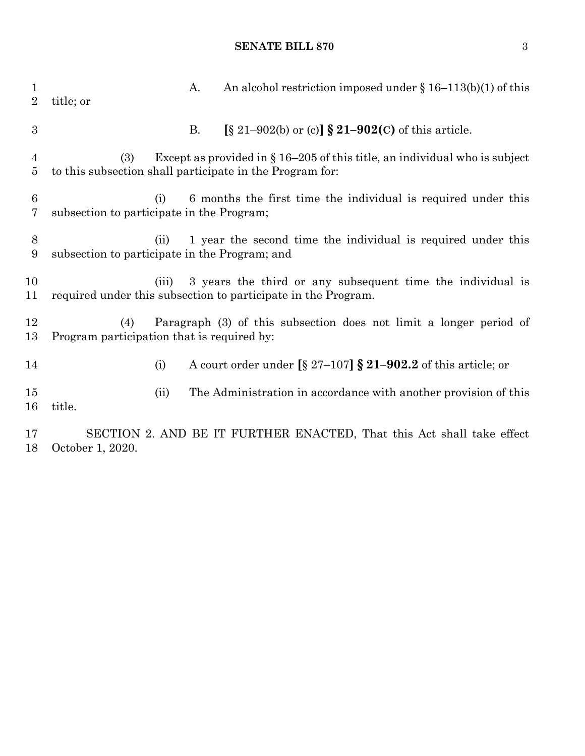A. An alcohol restriction imposed under § 16–113(b)(1) of this title; or

B. [§ 21–902(b) or (c)] **§ 21–902(C)** of this article.

(3) Except as provided in § 16–205 of this title, an individual who is subject to this subsection shall participate in the Program for:

(i) 6 months the first time the individual is required under this subsection to participate in the Program;

(ii) 1 year the second time the individual is required under this subsection to participate in the Program; and

(iii) 3 years the third or any subsequent time the individual is required under this subsection to participate in the Program.

(4) Paragraph (3) of this subsection does not limit a longer period of Program participation that is required by:

(i) A court order under [§ 27–107] **§ 21–902.2** of this article; or

(ii) The Administration in accordance with another provision of this title.

SECTION 2. AND BE IT FURTHER ENACTED, That this Act shall take effect October 1, 2020.